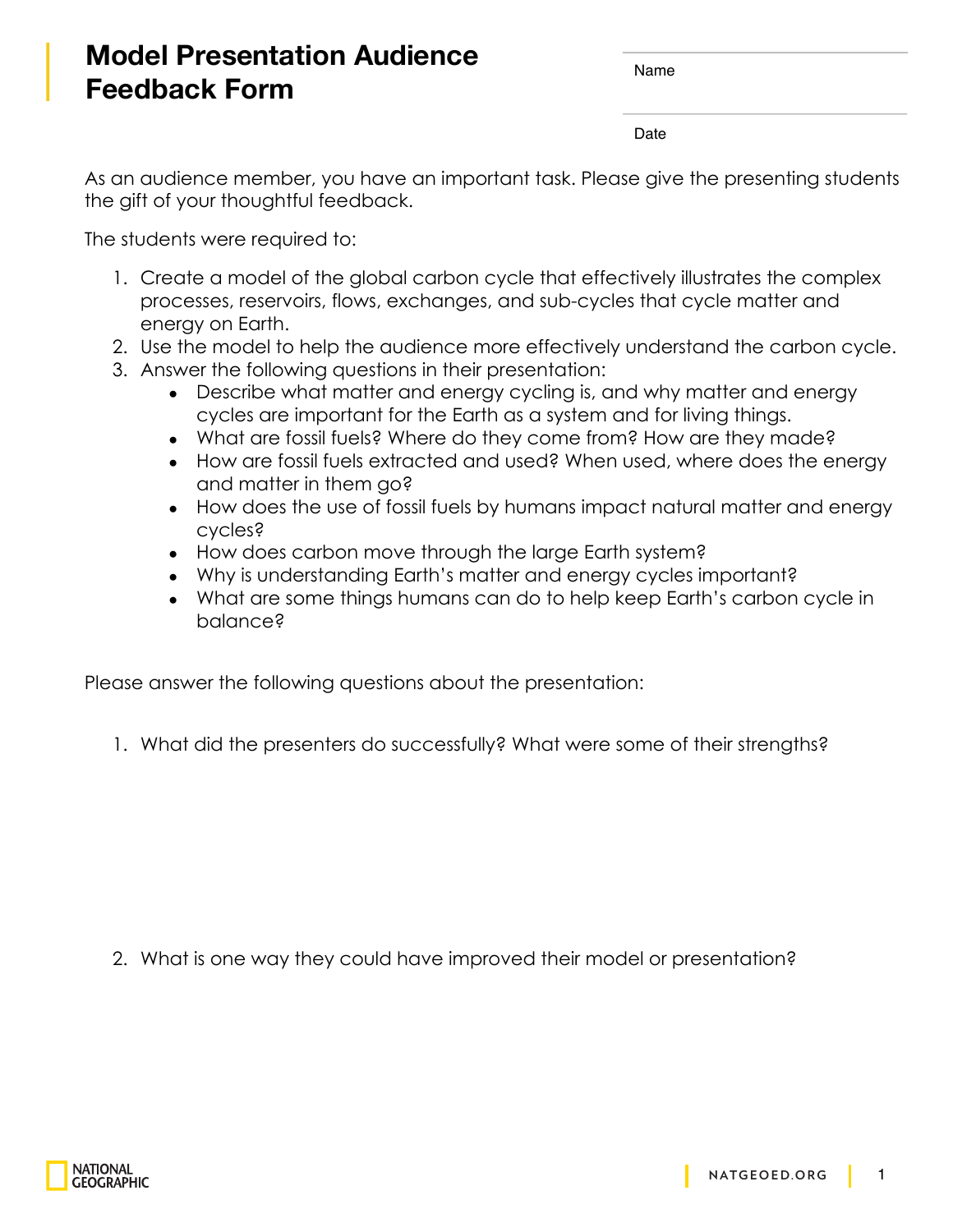# Model Presentation Audience Feedback Form

Name

Date

As an audience member, you have an important task. Please give the presenting students the gift of your thoughtful feedback.

The students were required to:

1. Create a model of the global carbon cycle that effectively illustrates the complex processes, reservoirs, flows, exchanges, and sub-cycles that cycle matter and energy on Earth.
2. Use the model to help the audience more effectively understand the carbon cycle.
3. Answer the following questions in their presentation:
   - Describe what matter and energy cycling is, and why matter and energy cycles are important for the Earth as a system and for living things.
   - What are fossil fuels? Where do they come from? How are they made?
   - How are fossil fuels extracted and used? When used, where does the energy and matter in them go?
   - How does the use of fossil fuels by humans impact natural matter and energy cycles?
   - How does carbon move through the large Earth system?
   - Why is understanding Earth's matter and energy cycles important?
   - What are some things humans can do to help keep Earth's carbon cycle in balance?

Please answer the following questions about the presentation:

1. What did the presenters do successfully? What were some of their strengths?

2. What is one way they could have improved their model or presentation?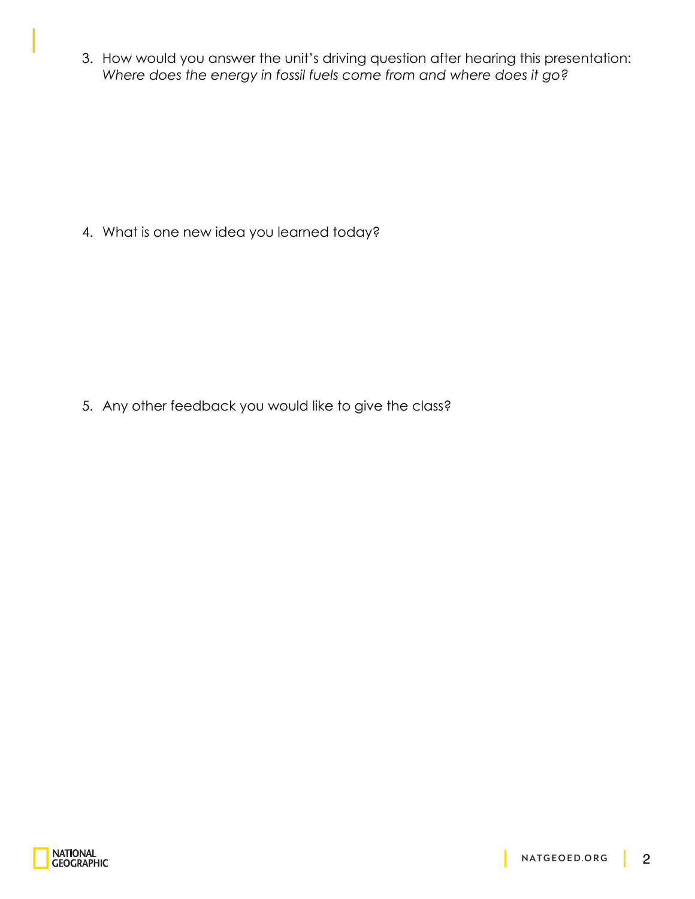3. How would you answer the unit's driving question after hearing this presentation: *Where does the energy in fossil fuels come from and where does it go?*

4. What is one new idea you learned today?

5. Any other feedback you would like to give the class?